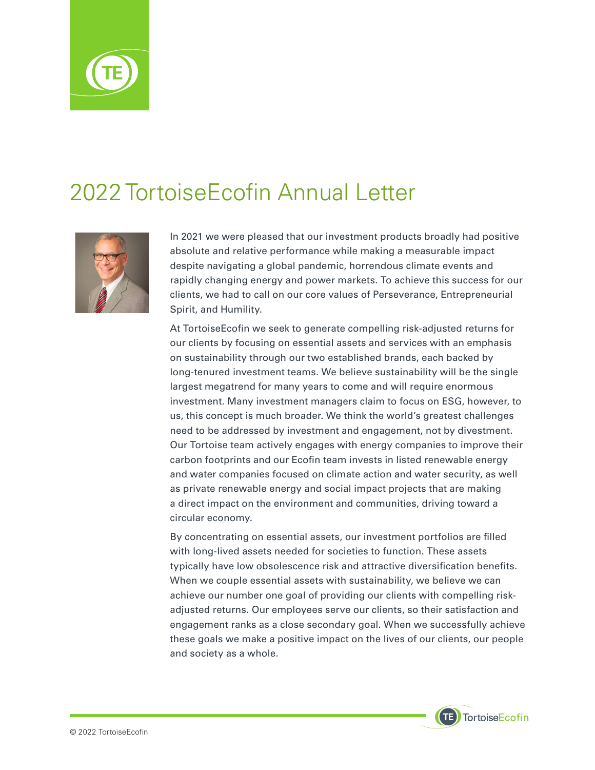# 2022 TortoiseEcofin Annual Letter

In 2021 we were pleased that our investment products broadly had positive absolute and relative performance while making a measurable impact despite navigating a global pandemic, horrendous climate events and rapidly changing energy and power markets. To achieve this success for our clients, we had to call on our core values of Perseverance, Entrepreneurial Spirit, and Humility.

At TortoiseEcofin we seek to generate compelling risk-adjusted returns for our clients by focusing on essential assets and services with an emphasis on sustainability through our two established brands, each backed by long-tenured investment teams. We believe sustainability will be the single largest megatrend for many years to come and will require enormous investment. Many investment managers claim to focus on ESG, however, to us, this concept is much broader. We think the world's greatest challenges need to be addressed by investment and engagement, not by divestment. Our Tortoise team actively engages with energy companies to improve their carbon footprints and our Ecofin team invests in listed renewable energy and water companies focused on climate action and water security, as well as private renewable energy and social impact projects that are making a direct impact on the environment and communities, driving toward a circular economy.

By concentrating on essential assets, our investment portfolios are filled with long-lived assets needed for societies to function. These assets typically have low obsolescence risk and attractive diversification benefits. When we couple essential assets with sustainability, we believe we can achieve our number one goal of providing our clients with compelling risk-adjusted returns. Our employees serve our clients, so their satisfaction and engagement ranks as a close secondary goal. When we successfully achieve these goals we make a positive impact on the lives of our clients, our people and society as a whole.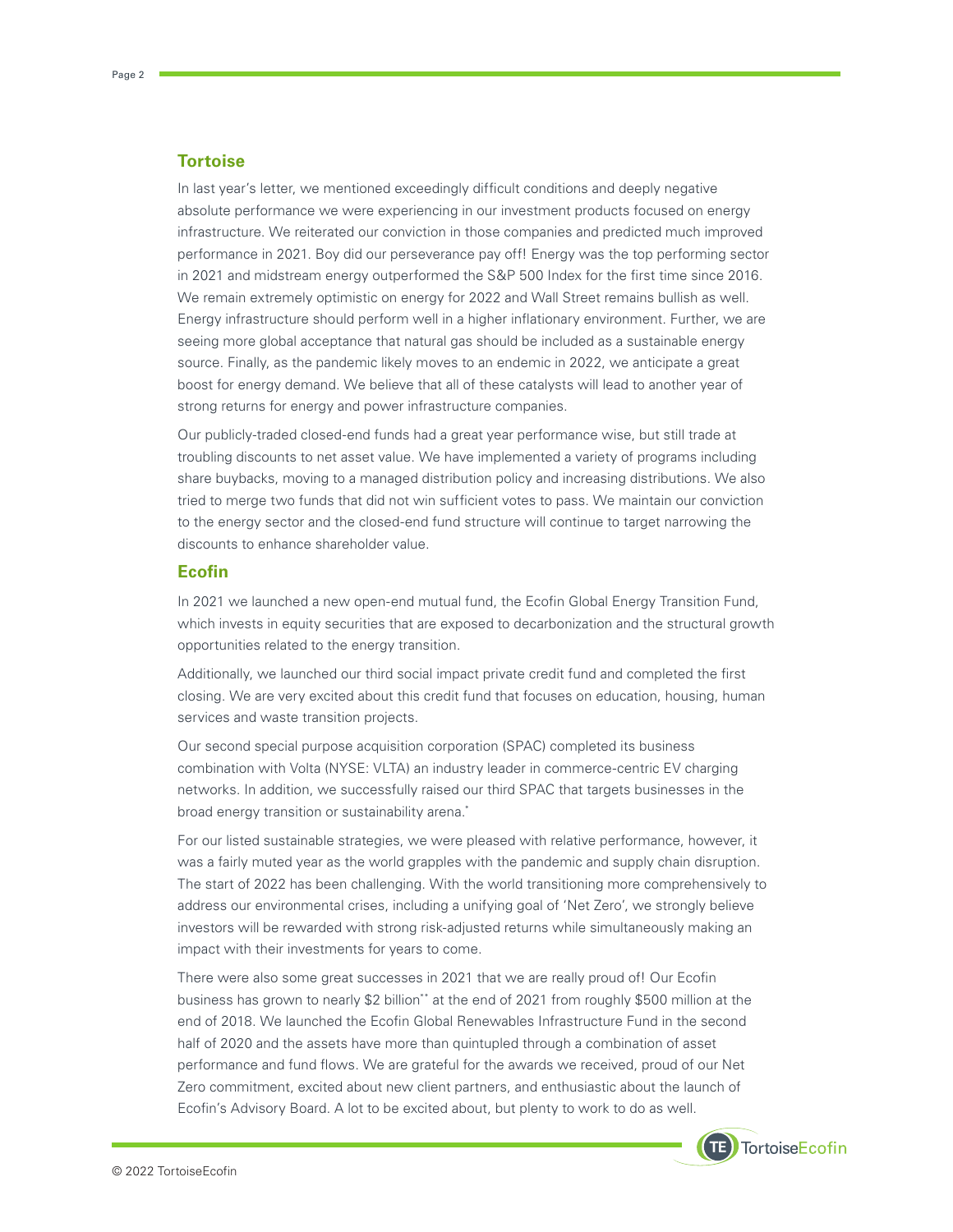## Tortoise

In last year's letter, we mentioned exceedingly difficult conditions and deeply negative absolute performance we were experiencing in our investment products focused on energy infrastructure. We reiterated our conviction in those companies and predicted much improved performance in 2021. Boy did our perseverance pay off! Energy was the top performing sector in 2021 and midstream energy outperformed the S&P 500 Index for the first time since 2016. We remain extremely optimistic on energy for 2022 and Wall Street remains bullish as well. Energy infrastructure should perform well in a higher inflationary environment. Further, we are seeing more global acceptance that natural gas should be included as a sustainable energy source. Finally, as the pandemic likely moves to an endemic in 2022, we anticipate a great boost for energy demand. We believe that all of these catalysts will lead to another year of strong returns for energy and power infrastructure companies.

Our publicly-traded closed-end funds had a great year performance wise, but still trade at troubling discounts to net asset value. We have implemented a variety of programs including share buybacks, moving to a managed distribution policy and increasing distributions. We also tried to merge two funds that did not win sufficient votes to pass. We maintain our conviction to the energy sector and the closed-end fund structure will continue to target narrowing the discounts to enhance shareholder value.

## Ecofin

In 2021 we launched a new open-end mutual fund, the Ecofin Global Energy Transition Fund, which invests in equity securities that are exposed to decarbonization and the structural growth opportunities related to the energy transition.

Additionally, we launched our third social impact private credit fund and completed the first closing. We are very excited about this credit fund that focuses on education, housing, human services and waste transition projects.

Our second special purpose acquisition corporation (SPAC) completed its business combination with Volta (NYSE: VLTA) an industry leader in commerce-centric EV charging networks. In addition, we successfully raised our third SPAC that targets businesses in the broad energy transition or sustainability arena.*

For our listed sustainable strategies, we were pleased with relative performance, however, it was a fairly muted year as the world grapples with the pandemic and supply chain disruption. The start of 2022 has been challenging. With the world transitioning more comprehensively to address our environmental crises, including a unifying goal of 'Net Zero', we strongly believe investors will be rewarded with strong risk-adjusted returns while simultaneously making an impact with their investments for years to come.

There were also some great successes in 2021 that we are really proud of! Our Ecofin business has grown to nearly $2 billion** at the end of 2021 from roughly $500 million at the end of 2018. We launched the Ecofin Global Renewables Infrastructure Fund in the second half of 2020 and the assets have more than quintupled through a combination of asset performance and fund flows. We are grateful for the awards we received, proud of our Net Zero commitment, excited about new client partners, and enthusiastic about the launch of Ecofin's Advisory Board. A lot to be excited about, but plenty to work to do as well.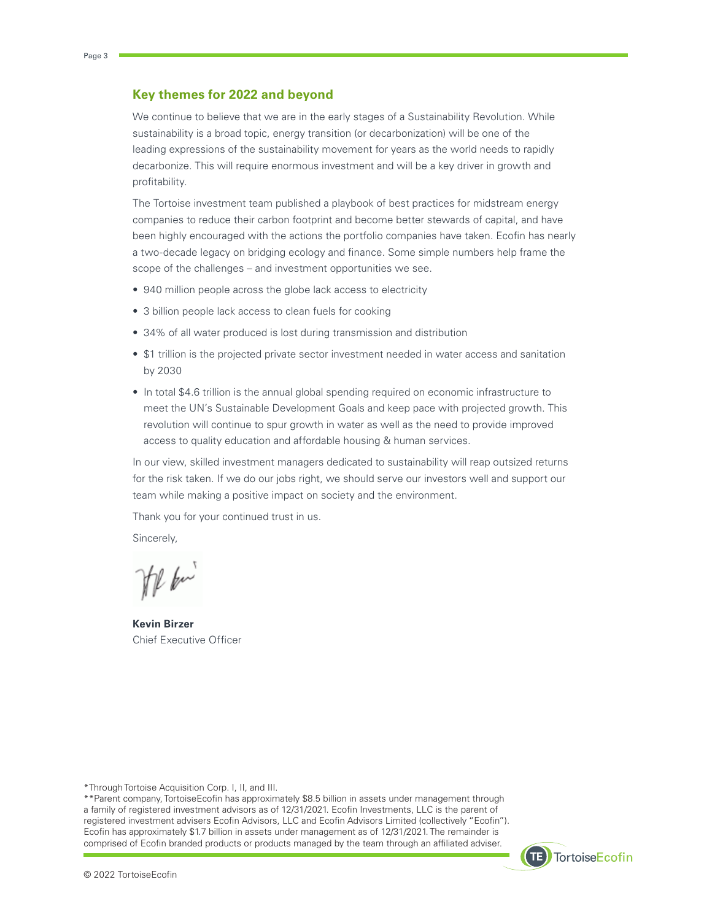## Key themes for 2022 and beyond

We continue to believe that we are in the early stages of a Sustainability Revolution. While sustainability is a broad topic, energy transition (or decarbonization) will be one of the leading expressions of the sustainability movement for years as the world needs to rapidly decarbonize. This will require enormous investment and will be a key driver in growth and profitability.

The Tortoise investment team published a playbook of best practices for midstream energy companies to reduce their carbon footprint and become better stewards of capital, and have been highly encouraged with the actions the portfolio companies have taken. Ecofin has nearly a two-decade legacy on bridging ecology and finance. Some simple numbers help frame the scope of the challenges – and investment opportunities we see.

- 940 million people across the globe lack access to electricity
- 3 billion people lack access to clean fuels for cooking
- 34% of all water produced is lost during transmission and distribution
- $1 trillion is the projected private sector investment needed in water access and sanitation by 2030
- In total $4.6 trillion is the annual global spending required on economic infrastructure to meet the UN's Sustainable Development Goals and keep pace with projected growth. This revolution will continue to spur growth in water as well as the need to provide improved access to quality education and affordable housing & human services.

In our view, skilled investment managers dedicated to sustainability will reap outsized returns for the risk taken. If we do our jobs right, we should serve our investors well and support our team while making a positive impact on society and the environment.

Thank you for your continued trust in us.

Sincerely,

**Kevin Birzer**
Chief Executive Officer

*Through Tortoise Acquisition Corp. I, II, and III.

**Parent company, TortoiseEcofin has approximately $8.5 billion in assets under management through a family of registered investment advisors as of 12/31/2021. Ecofin Investments, LLC is the parent of registered investment advisers Ecofin Advisors, LLC and Ecofin Advisors Limited (collectively "Ecofin"). Ecofin has approximately $1.7 billion in assets under management as of 12/31/2021. The remainder is comprised of Ecofin branded products or products managed by the team through an affiliated adviser.

© 2022 TortoiseEcofin